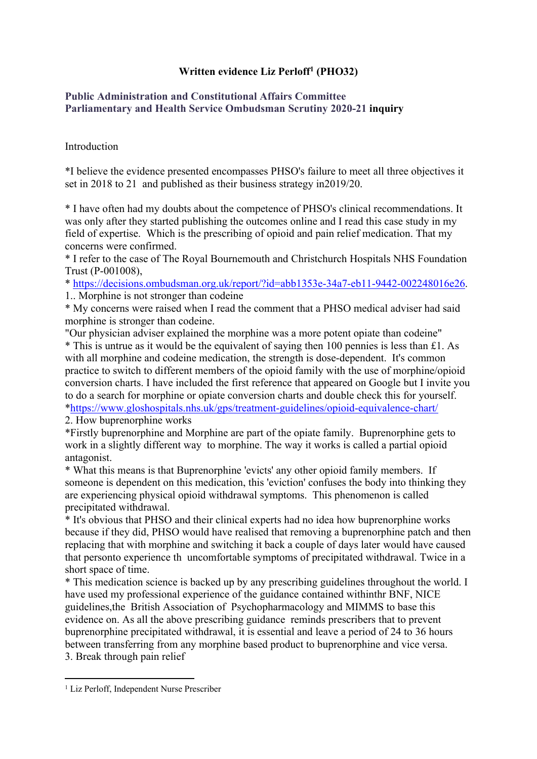**Written evidence Liz Perloff[1] (PHO32)**

**Public Administration and Constitutional Affairs Committee**
**Parliamentary and Health Service Ombudsman Scrutiny 2020-21 inquiry**

Introduction

*I believe the evidence presented encompasses PHSO's failure to meet all three objectives it set in 2018 to 21 and published as their business strategy in2019/20.

* I have often had my doubts about the competence of PHSO's clinical recommendations. It was only after they started publishing the outcomes online and I read this case study in my field of expertise. Which is the prescribing of opioid and pain relief medication. That my concerns were confirmed.

* I refer to the case of The Royal Bournemouth and Christchurch Hospitals NHS Foundation Trust (P-001008),

* https://decisions.ombudsman.org.uk/report/?id=abb1353e-34a7-eb11-9442-002248016e26.

1.. Morphine is not stronger than codeine

* My concerns were raised when I read the comment that a PHSO medical adviser had said morphine is stronger than codeine.

"Our physician adviser explained the morphine was a more potent opiate than codeine"

* This is untrue as it would be the equivalent of saying then 100 pennies is less than £1. As with all morphine and codeine medication, the strength is dose-dependent. It's common practice to switch to different members of the opioid family with the use of morphine/opioid conversion charts. I have included the first reference that appeared on Google but I invite you to do a search for morphine or opiate conversion charts and double check this for yourself.

*https://www.gloshospitals.nhs.uk/gps/treatment-guidelines/opioid-equivalence-chart/

2. How buprenorphine works

*Firstly buprenorphine and Morphine are part of the opiate family. Buprenorphine gets to work in a slightly different way to morphine. The way it works is called a partial opioid antagonist.

* What this means is that Buprenorphine 'evicts' any other opioid family members. If someone is dependent on this medication, this 'eviction' confuses the body into thinking they are experiencing physical opioid withdrawal symptoms. This phenomenon is called precipitated withdrawal.

* It's obvious that PHSO and their clinical experts had no idea how buprenorphine works because if they did, PHSO would have realised that removing a buprenorphine patch and then replacing that with morphine and switching it back a couple of days later would have caused that personto experience th uncomfortable symptoms of precipitated withdrawal. Twice in a short space of time.

* This medication science is backed up by any prescribing guidelines throughout the world. I have used my professional experience of the guidance contained withinthr BNF, NICE guidelines,the British Association of Psychopharmacology and MIMMS to base this evidence on. As all the above prescribing guidance reminds prescribers that to prevent buprenorphine precipitated withdrawal, it is essential and leave a period of 24 to 36 hours between transferring from any morphine based product to buprenorphine and vice versa.

3. Break through pain relief

---

[1] Liz Perloff, Independent Nurse Prescriber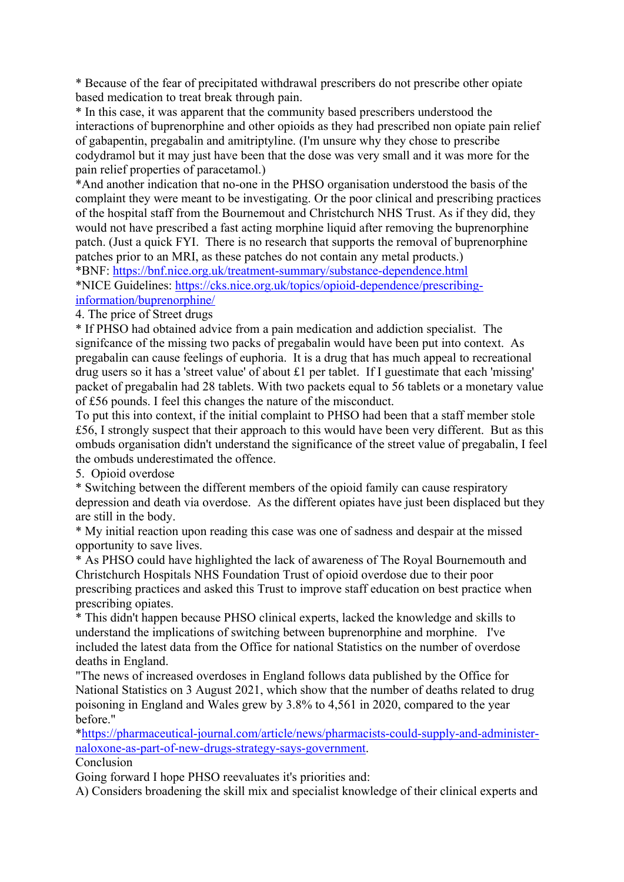* Because of the fear of precipitated withdrawal prescribers do not prescribe other opiate based medication to treat break through pain.
* In this case, it was apparent that the community based prescribers understood the interactions of buprenorphine and other opioids as they had prescribed non opiate pain relief of gabapentin, pregabalin and amitriptyline. (I'm unsure why they chose to prescribe codydramol but it may just have been that the dose was very small and it was more for the pain relief properties of paracetamol.)
*And another indication that no-one in the PHSO organisation understood the basis of the complaint they were meant to be investigating. Or the poor clinical and prescribing practices of the hospital staff from the Bournemout and Christchurch NHS Trust. As if they did, they would not have prescribed a fast acting morphine liquid after removing the buprenorphine patch. (Just a quick FYI. There is no research that supports the removal of buprenorphine patches prior to an MRI, as these patches do not contain any metal products.)
*BNF: https://bnf.nice.org.uk/treatment-summary/substance-dependence.html
*NICE Guidelines: https://cks.nice.org.uk/topics/opioid-dependence/prescribing-information/buprenorphine/

4. The price of Street drugs
* If PHSO had obtained advice from a pain medication and addiction specialist. The signifcance of the missing two packs of pregabalin would have been put into context. As pregabalin can cause feelings of euphoria. It is a drug that has much appeal to recreational drug users so it has a 'street value' of about £1 per tablet. If I guestimate that each 'missing' packet of pregabalin had 28 tablets. With two packets equal to 56 tablets or a monetary value of £56 pounds. I feel this changes the nature of the misconduct.
To put this into context, if the initial complaint to PHSO had been that a staff member stole £56, I strongly suspect that their approach to this would have been very different. But as this ombuds organisation didn't understand the significance of the street value of pregabalin, I feel the ombuds underestimated the offence.

5. Opioid overdose
* Switching between the different members of the opioid family can cause respiratory depression and death via overdose. As the different opiates have just been displaced but they are still in the body.
* My initial reaction upon reading this case was one of sadness and despair at the missed opportunity to save lives.
* As PHSO could have highlighted the lack of awareness of The Royal Bournemouth and Christchurch Hospitals NHS Foundation Trust of opioid overdose due to their poor prescribing practices and asked this Trust to improve staff education on best practice when prescribing opiates.
* This didn't happen because PHSO clinical experts, lacked the knowledge and skills to understand the implications of switching between buprenorphine and morphine. I've included the latest data from the Office for national Statistics on the number of overdose deaths in England.
"The news of increased overdoses in England follows data published by the Office for National Statistics on 3 August 2021, which show that the number of deaths related to drug poisoning in England and Wales grew by 3.8% to 4,561 in 2020, compared to the year before."
*https://pharmaceutical-journal.com/article/news/pharmacists-could-supply-and-administer-naloxone-as-part-of-new-drugs-strategy-says-government.

Conclusion
Going forward I hope PHSO reevaluates it's priorities and:
A) Considers broadening the skill mix and specialist knowledge of their clinical experts and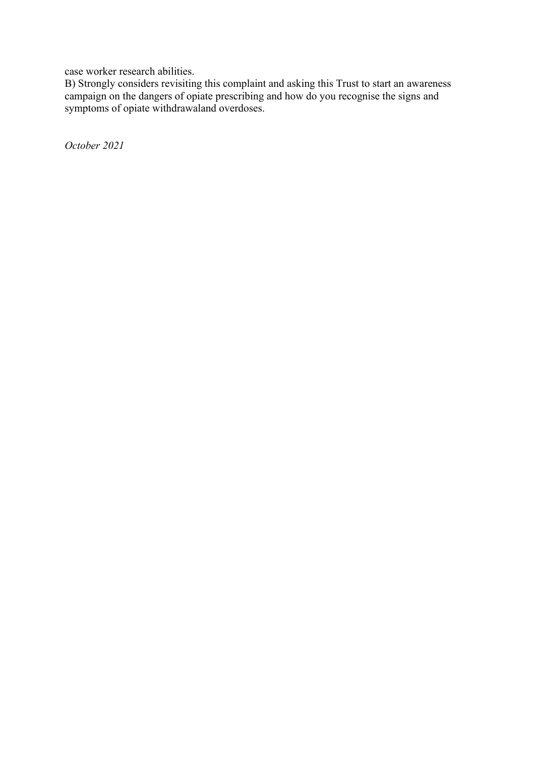case worker research abilities.
B) Strongly considers revisiting this complaint and asking this Trust to start an awareness campaign on the dangers of opiate prescribing and how do you recognise the signs and symptoms of opiate withdrawaland overdoses.

*October 2021*